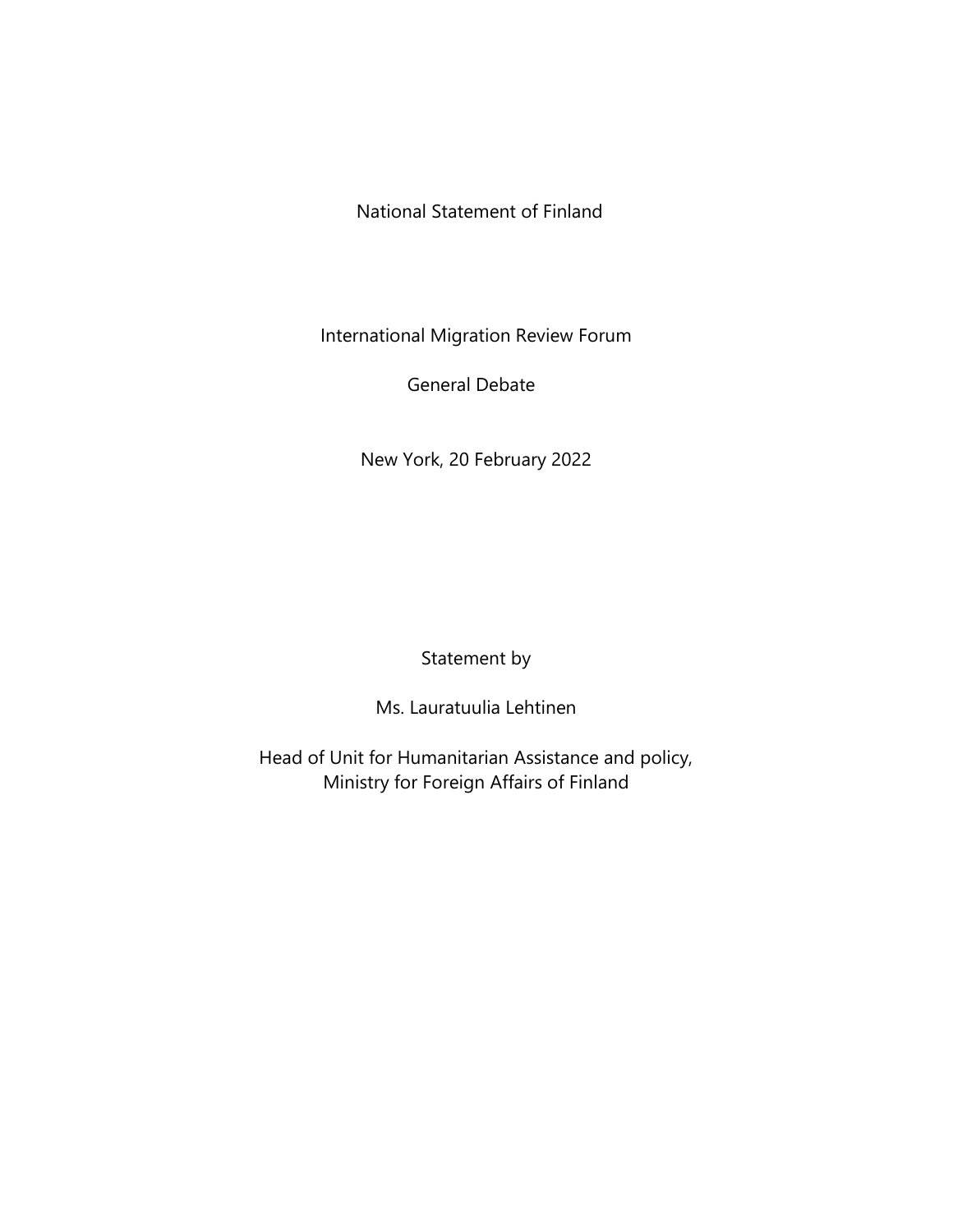National Statement of Finland

International Migration Review Forum

General Debate

New York, 20 February 2022

Statement by

Ms. Lauratuulia Lehtinen

Head of Unit for Humanitarian Assistance and policy,
Ministry for Foreign Affairs of Finland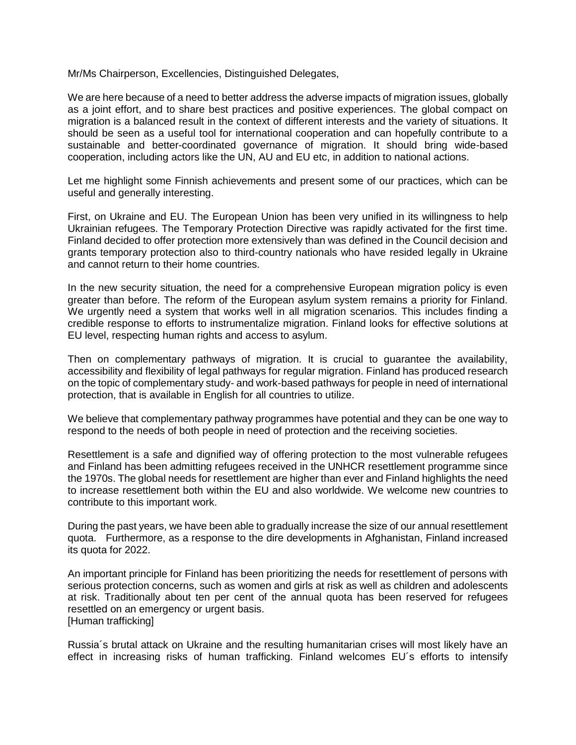Mr/Ms Chairperson, Excellencies, Distinguished Delegates,

We are here because of a need to better address the adverse impacts of migration issues, globally as a joint effort, and to share best practices and positive experiences. The global compact on migration is a balanced result in the context of different interests and the variety of situations. It should be seen as a useful tool for international cooperation and can hopefully contribute to a sustainable and better-coordinated governance of migration. It should bring wide-based cooperation, including actors like the UN, AU and EU etc, in addition to national actions.

Let me highlight some Finnish achievements and present some of our practices, which can be useful and generally interesting.

First, on Ukraine and EU. The European Union has been very unified in its willingness to help Ukrainian refugees. The Temporary Protection Directive was rapidly activated for the first time. Finland decided to offer protection more extensively than was defined in the Council decision and grants temporary protection also to third-country nationals who have resided legally in Ukraine and cannot return to their home countries.

In the new security situation, the need for a comprehensive European migration policy is even greater than before. The reform of the European asylum system remains a priority for Finland. We urgently need a system that works well in all migration scenarios. This includes finding a credible response to efforts to instrumentalize migration. Finland looks for effective solutions at EU level, respecting human rights and access to asylum.

Then on complementary pathways of migration. It is crucial to guarantee the availability, accessibility and flexibility of legal pathways for regular migration. Finland has produced research on the topic of complementary study- and work-based pathways for people in need of international protection, that is available in English for all countries to utilize.

We believe that complementary pathway programmes have potential and they can be one way to respond to the needs of both people in need of protection and the receiving societies.

Resettlement is a safe and dignified way of offering protection to the most vulnerable refugees and Finland has been admitting refugees received in the UNHCR resettlement programme since the 1970s. The global needs for resettlement are higher than ever and Finland highlights the need to increase resettlement both within the EU and also worldwide. We welcome new countries to contribute to this important work.

During the past years, we have been able to gradually increase the size of our annual resettlement quota. Furthermore, as a response to the dire developments in Afghanistan, Finland increased its quota for 2022.

An important principle for Finland has been prioritizing the needs for resettlement of persons with serious protection concerns, such as women and girls at risk as well as children and adolescents at risk. Traditionally about ten per cent of the annual quota has been reserved for refugees resettled on an emergency or urgent basis.
[Human trafficking]

Russia´s brutal attack on Ukraine and the resulting humanitarian crises will most likely have an effect in increasing risks of human trafficking. Finland welcomes EU´s efforts to intensify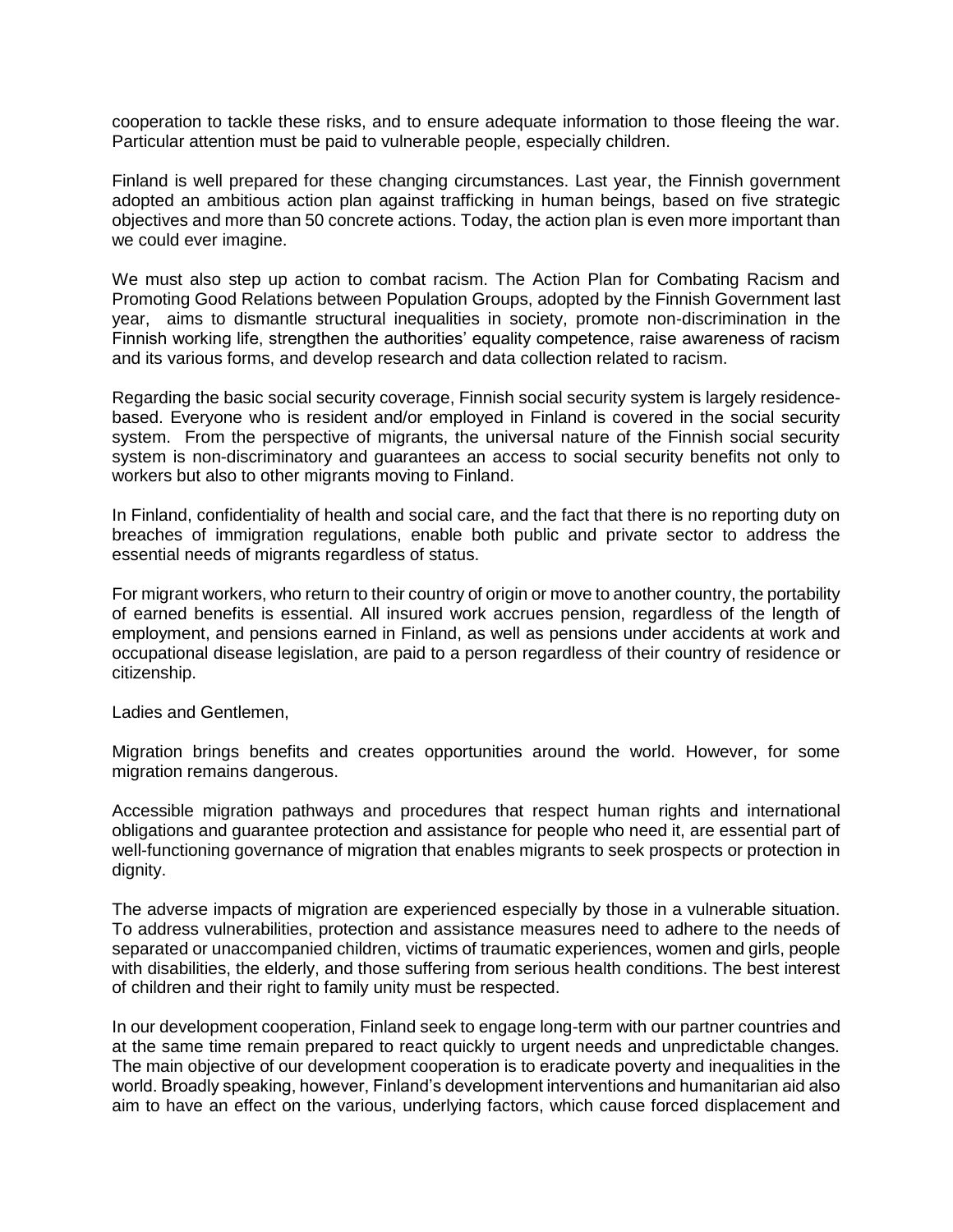cooperation to tackle these risks, and to ensure adequate information to those fleeing the war. Particular attention must be paid to vulnerable people, especially children.

Finland is well prepared for these changing circumstances. Last year, the Finnish government adopted an ambitious action plan against trafficking in human beings, based on five strategic objectives and more than 50 concrete actions. Today, the action plan is even more important than we could ever imagine.

We must also step up action to combat racism. The Action Plan for Combating Racism and Promoting Good Relations between Population Groups, adopted by the Finnish Government last year, aims to dismantle structural inequalities in society, promote non-discrimination in the Finnish working life, strengthen the authorities' equality competence, raise awareness of racism and its various forms, and develop research and data collection related to racism.

Regarding the basic social security coverage, Finnish social security system is largely residence-based. Everyone who is resident and/or employed in Finland is covered in the social security system. From the perspective of migrants, the universal nature of the Finnish social security system is non-discriminatory and guarantees an access to social security benefits not only to workers but also to other migrants moving to Finland.

In Finland, confidentiality of health and social care, and the fact that there is no reporting duty on breaches of immigration regulations, enable both public and private sector to address the essential needs of migrants regardless of status.

For migrant workers, who return to their country of origin or move to another country, the portability of earned benefits is essential. All insured work accrues pension, regardless of the length of employment, and pensions earned in Finland, as well as pensions under accidents at work and occupational disease legislation, are paid to a person regardless of their country of residence or citizenship.

Ladies and Gentlemen,

Migration brings benefits and creates opportunities around the world. However, for some migration remains dangerous.

Accessible migration pathways and procedures that respect human rights and international obligations and guarantee protection and assistance for people who need it, are essential part of well-functioning governance of migration that enables migrants to seek prospects or protection in dignity.

The adverse impacts of migration are experienced especially by those in a vulnerable situation. To address vulnerabilities, protection and assistance measures need to adhere to the needs of separated or unaccompanied children, victims of traumatic experiences, women and girls, people with disabilities, the elderly, and those suffering from serious health conditions. The best interest of children and their right to family unity must be respected.

In our development cooperation, Finland seek to engage long-term with our partner countries and at the same time remain prepared to react quickly to urgent needs and unpredictable changes. The main objective of our development cooperation is to eradicate poverty and inequalities in the world. Broadly speaking, however, Finland's development interventions and humanitarian aid also aim to have an effect on the various, underlying factors, which cause forced displacement and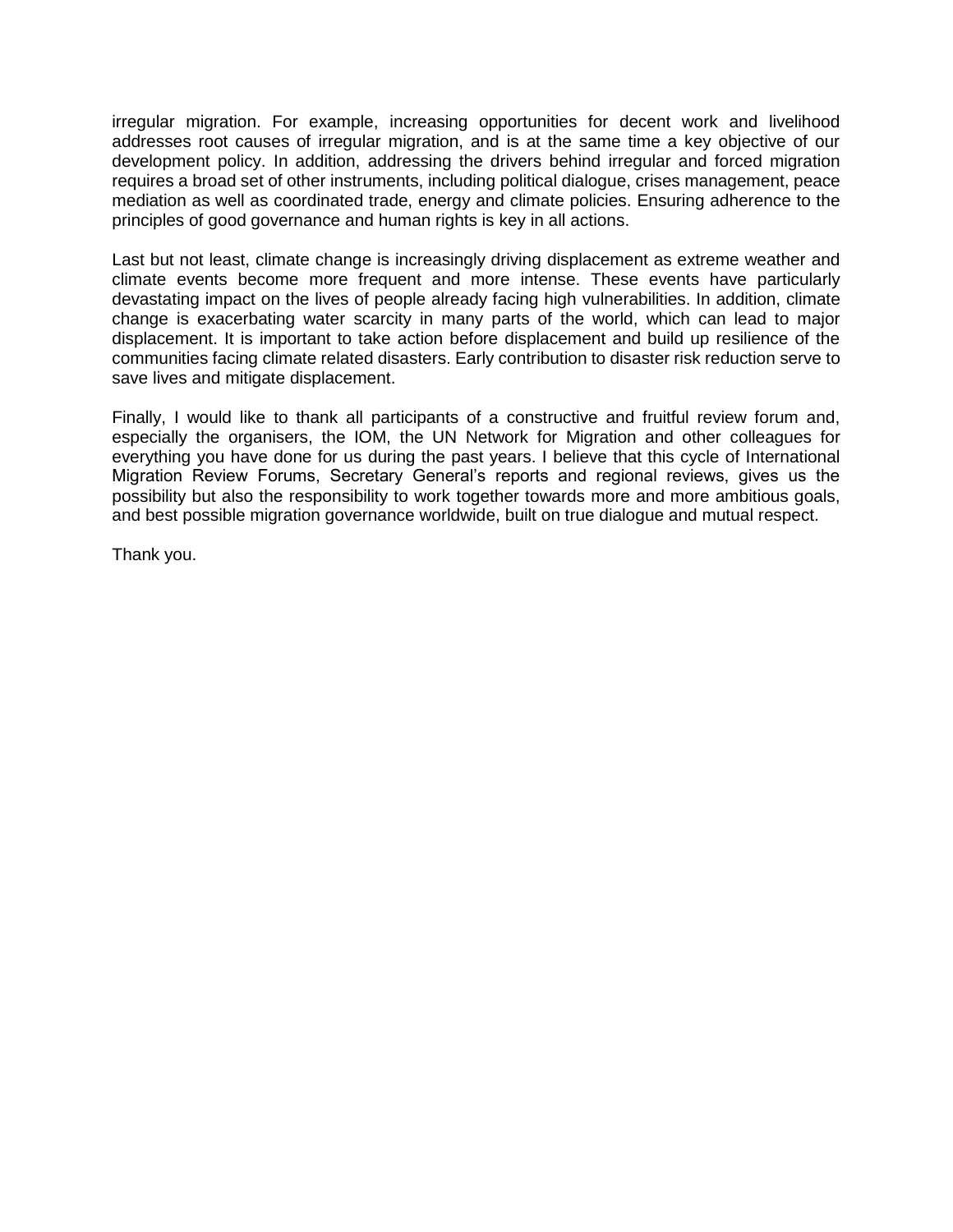irregular migration. For example, increasing opportunities for decent work and livelihood addresses root causes of irregular migration, and is at the same time a key objective of our development policy. In addition, addressing the drivers behind irregular and forced migration requires a broad set of other instruments, including political dialogue, crises management, peace mediation as well as coordinated trade, energy and climate policies. Ensuring adherence to the principles of good governance and human rights is key in all actions.

Last but not least, climate change is increasingly driving displacement as extreme weather and climate events become more frequent and more intense. These events have particularly devastating impact on the lives of people already facing high vulnerabilities. In addition, climate change is exacerbating water scarcity in many parts of the world, which can lead to major displacement. It is important to take action before displacement and build up resilience of the communities facing climate related disasters. Early contribution to disaster risk reduction serve to save lives and mitigate displacement.

Finally, I would like to thank all participants of a constructive and fruitful review forum and, especially the organisers, the IOM, the UN Network for Migration and other colleagues for everything you have done for us during the past years. I believe that this cycle of International Migration Review Forums, Secretary General's reports and regional reviews, gives us the possibility but also the responsibility to work together towards more and more ambitious goals, and best possible migration governance worldwide, built on true dialogue and mutual respect.

Thank you.